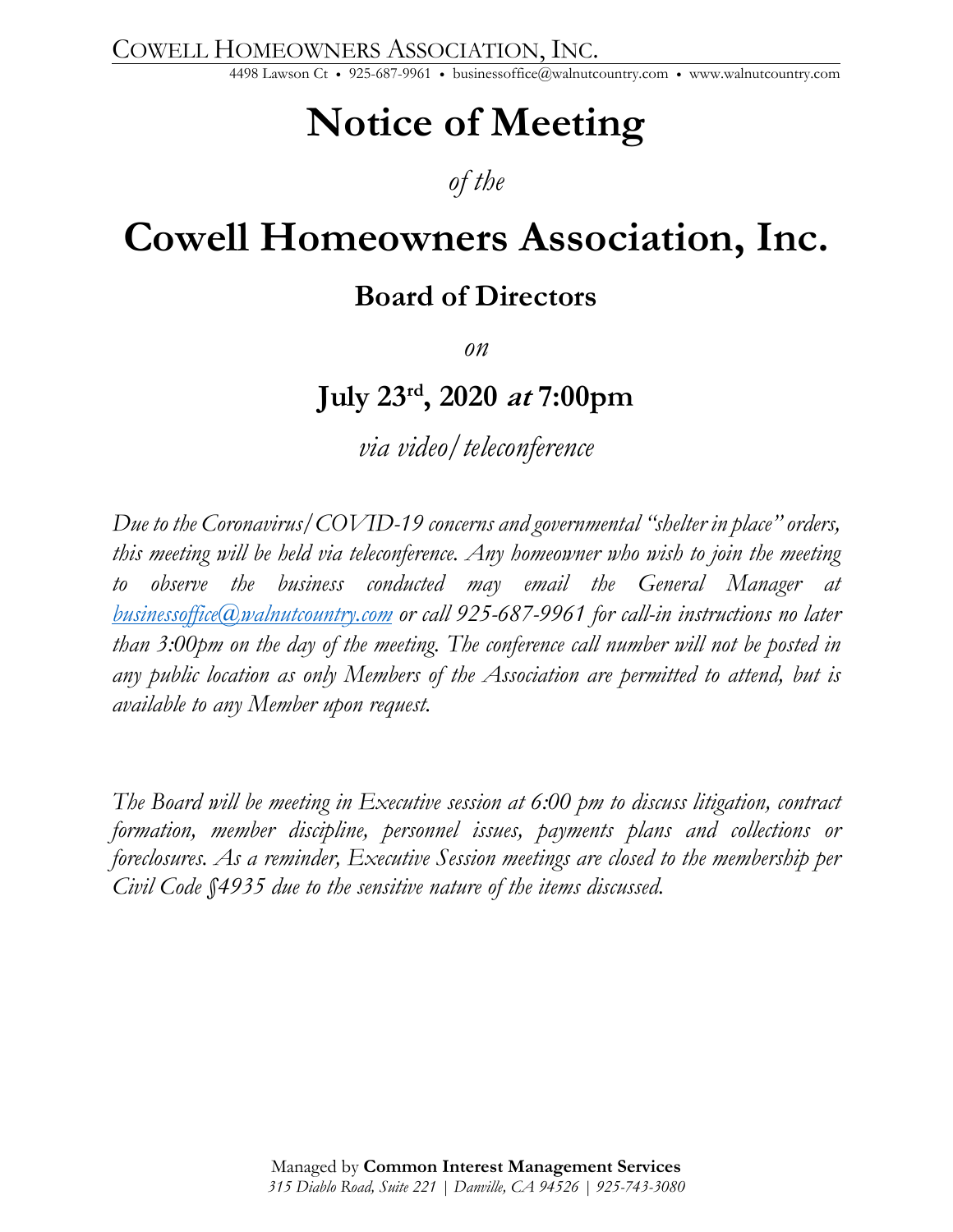COWELL HOMEOWNERS ASSOCIATION, INC.

4498 Lawson Ct • 925-687-9961 • businessoffice@walnutcountry.com • www.walnutcountry.com

# Notice of Meeting

*of the*

# Cowell Homeowners Association, Inc.

## Board of Directors

*on*

## July 23rd, 2020 *at* 7:00pm

*via video/teleconference*

*Due to the Coronavirus/COVID-19 concerns and governmental "shelter in place" orders, this meeting will be held via teleconference. Any homeowner who wish to join the meeting to observe the business conducted may email the General Manager at businessoffice@walnutcountry.com or call 925-687-9961 for call-in instructions no later than 3:00pm on the day of the meeting. The conference call number will not be posted in any public location as only Members of the Association are permitted to attend, but is available to any Member upon request.*

*The Board will be meeting in Executive session at 6:00 pm to discuss litigation, contract formation, member discipline, personnel issues, payments plans and collections or foreclosures. As a reminder, Executive Session meetings are closed to the membership per Civil Code §4935 due to the sensitive nature of the items discussed.*

Managed by **Common Interest Management Services**

*315 Diablo Road, Suite 221 | Danville, CA 94526 | 925-743-3080*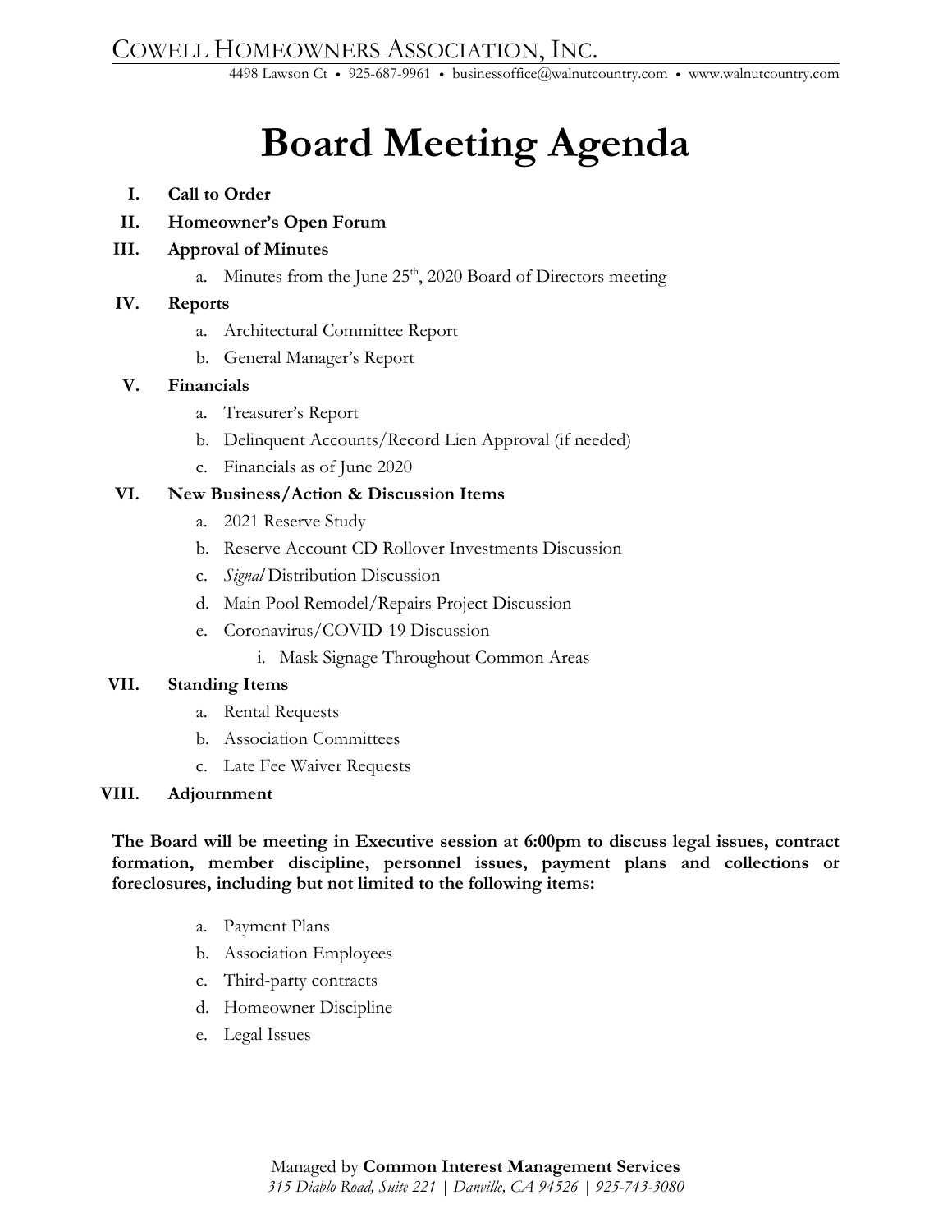COWELL HOMEOWNERS ASSOCIATION, INC.

4498 Lawson Ct • 925-687-9961 • businessoffice@walnutcountry.com • www.walnutcountry.com

# Board Meeting Agenda

I. **Call to Order**

II. **Homeowner's Open Forum**

III. **Approval of Minutes**
   a. Minutes from the June 25th, 2020 Board of Directors meeting

IV. **Reports**
   a. Architectural Committee Report
   b. General Manager's Report

V. **Financials**
   a. Treasurer's Report
   b. Delinquent Accounts/Record Lien Approval (if needed)
   c. Financials as of June 2020

VI. **New Business/Action & Discussion Items**
   a. 2021 Reserve Study
   b. Reserve Account CD Rollover Investments Discussion
   c. *Signal* Distribution Discussion
   d. Main Pool Remodel/Repairs Project Discussion
   e. Coronavirus/COVID-19 Discussion
      i. Mask Signage Throughout Common Areas

VII. **Standing Items**
   a. Rental Requests
   b. Association Committees
   c. Late Fee Waiver Requests

VIII. **Adjournment**

**The Board will be meeting in Executive session at 6:00pm to discuss legal issues, contract formation, member discipline, personnel issues, payment plans and collections or foreclosures, including but not limited to the following items:**

   a. Payment Plans
   b. Association Employees
   c. Third-party contracts
   d. Homeowner Discipline
   e. Legal Issues

Managed by **Common Interest Management Services**
*315 Diablo Road, Suite 221 | Danville, CA 94526 | 925-743-3080*